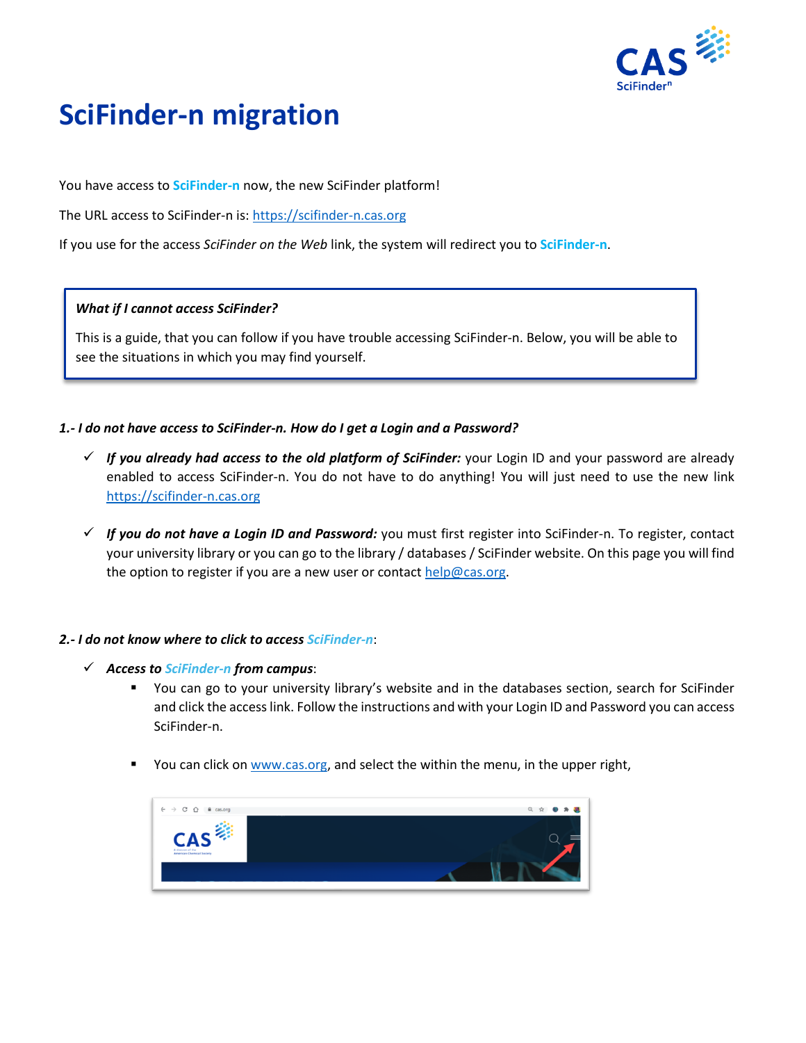# SciFinder-n migration

You have access to **SciFinder-n** now, the new SciFinder platform!

The URL access to SciFinder-n is: https://scifinder-n.cas.org

If you use for the access *SciFinder on the Web* link, the system will redirect you to **SciFinder-n**.

> ***What if I cannot access SciFinder?***
>
> This is a guide, that you can follow if you have trouble accessing SciFinder-n. Below, you will be able to see the situations in which you may find yourself.

***1.- I do not have access to SciFinder-n. How do I get a Login and a Password?***

- ✓ ***If you already had access to the old platform of SciFinder:*** your Login ID and your password are already enabled to access SciFinder-n. You do not have to do anything! You will just need to use the new link https://scifinder-n.cas.org

- ✓ ***If you do not have a Login ID and Password:*** you must first register into SciFinder-n. To register, contact your university library or you can go to the library / databases / SciFinder website. On this page you will find the option to register if you are a new user or contact help@cas.org.

***2.- I do not know where to click to access SciFinder-n:***

- ✓ ***Access to SciFinder-n from campus:***
  - You can go to your university library's website and in the databases section, search for SciFinder and click the access link. Follow the instructions and with your Login ID and Password you can access SciFinder-n.
  - You can click on www.cas.org, and select the within the menu, in the upper right,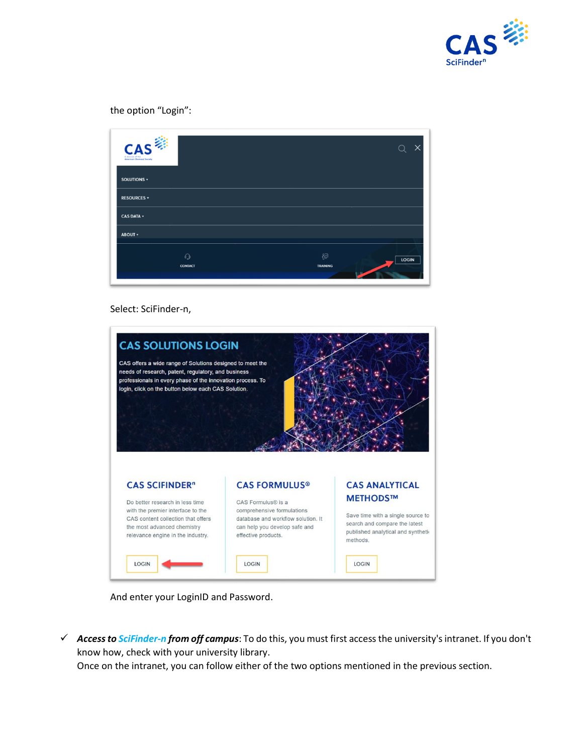the option "Login":

Select: SciFinder-n,

And enter your LoginID and Password.

✓ ***Access to SciFinder-n from off campus***: To do this, you must first access the university's intranet. If you don't know how, check with your university library.
Once on the intranet, you can follow either of the two options mentioned in the previous section.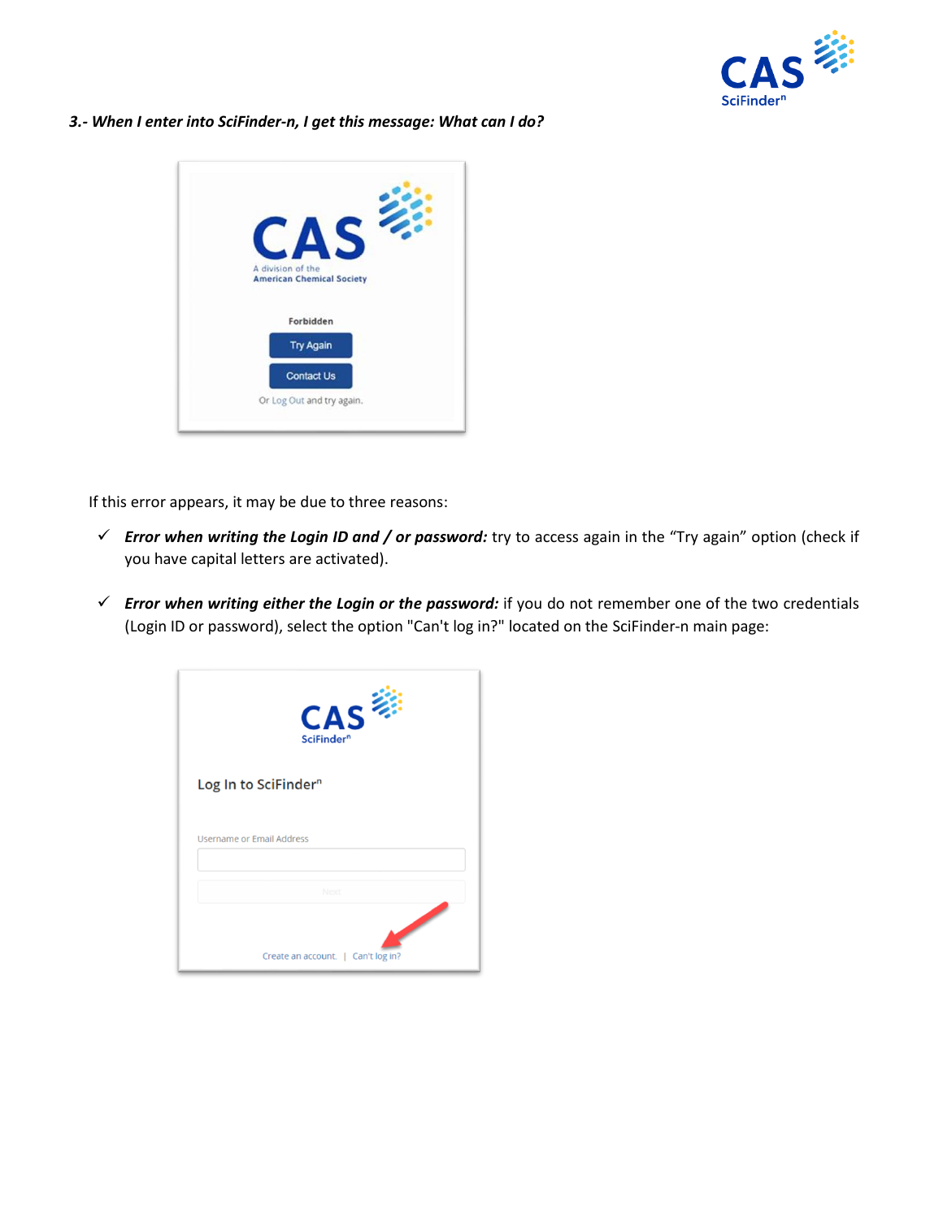***3.- When I enter into SciFinder-n, I get this message: What can I do?***

If this error appears, it may be due to three reasons:

- ✓ ***Error when writing the Login ID and / or password:*** try to access again in the "Try again" option (check if you have capital letters are activated).

- ✓ ***Error when writing either the Login or the password:*** if you do not remember one of the two credentials (Login ID or password), select the option "Can't log in?" located on the SciFinder-n main page: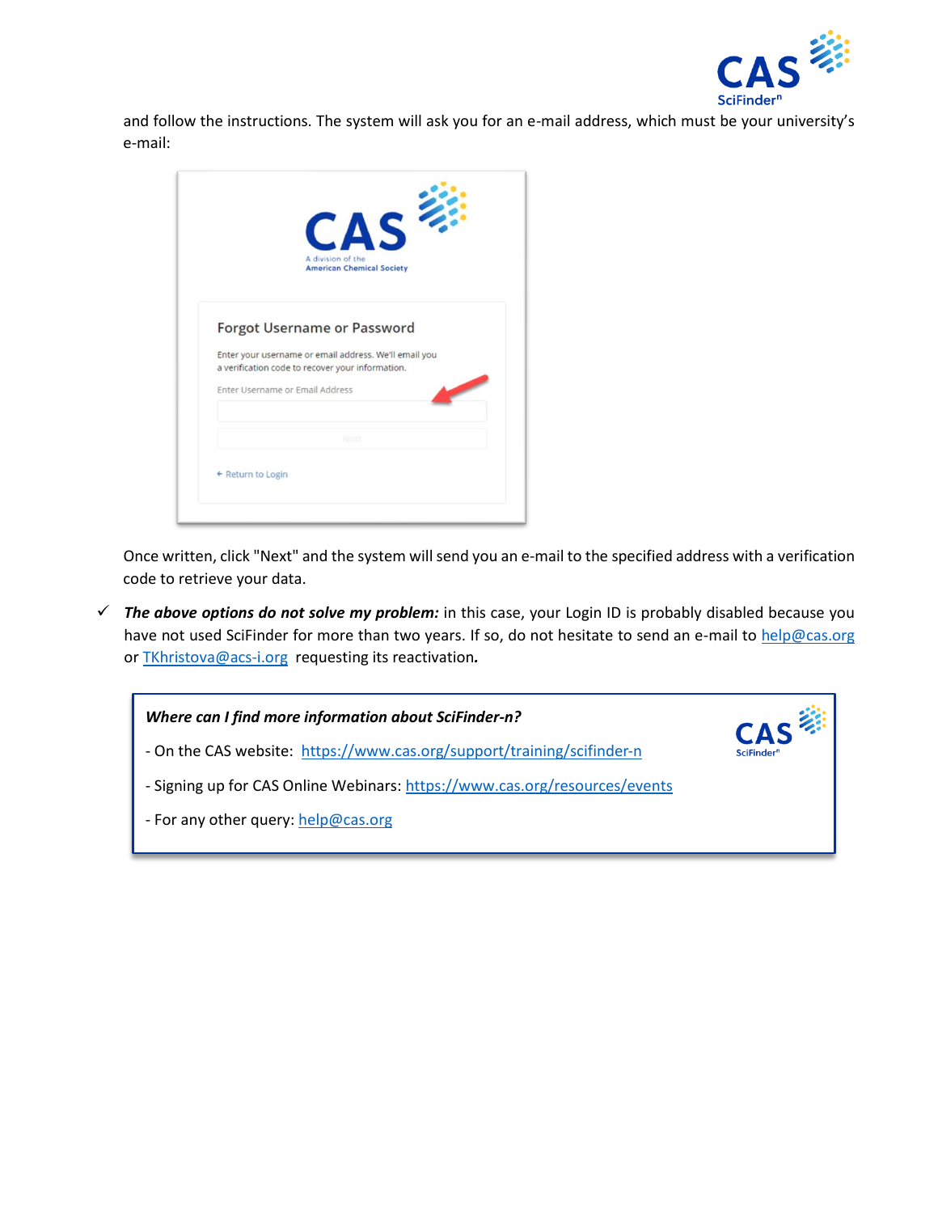and follow the instructions. The system will ask you for an e-mail address, which must be your university's e-mail:

Once written, click "Next" and the system will send you an e-mail to the specified address with a verification code to retrieve your data.

- ✓ ***The above options do not solve my problem:*** in this case, your Login ID is probably disabled because you have not used SciFinder for more than two years. If so, do not hesitate to send an e-mail to help@cas.org or TKhristova@acs-i.org requesting its reactivation.

***Where can I find more information about SciFinder-n?***

- On the CAS website: https://www.cas.org/support/training/scifinder-n

- Signing up for CAS Online Webinars: https://www.cas.org/resources/events

- For any other query: help@cas.org